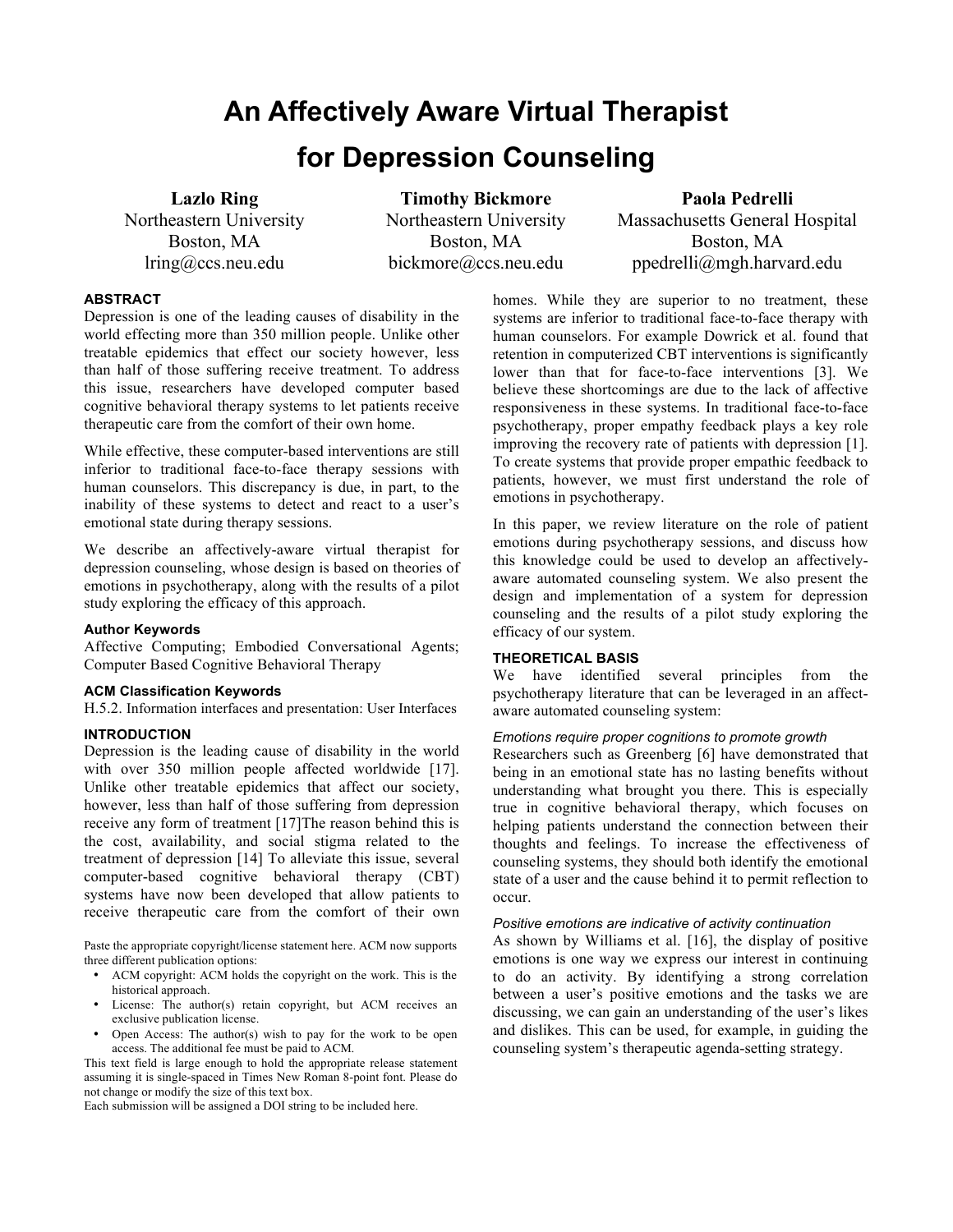# An Affectively Aware Virtual Therapist for Depression Counseling

**Lazlo Ring**
Northeastern University
Boston, MA
lring@ccs.neu.edu

**Timothy Bickmore**
Northeastern University
Boston, MA
bickmore@ccs.neu.edu

**Paola Pedrelli**
Massachusetts General Hospital
Boston, MA
ppedrelli@mgh.harvard.edu

## ABSTRACT

Depression is one of the leading causes of disability in the world effecting more than 350 million people. Unlike other treatable epidemics that effect our society however, less than half of those suffering receive treatment. To address this issue, researchers have developed computer based cognitive behavioral therapy systems to let patients receive therapeutic care from the comfort of their own home.

While effective, these computer-based interventions are still inferior to traditional face-to-face therapy sessions with human counselors. This discrepancy is due, in part, to the inability of these systems to detect and react to a user's emotional state during therapy sessions.

We describe an affectively-aware virtual therapist for depression counseling, whose design is based on theories of emotions in psychotherapy, along with the results of a pilot study exploring the efficacy of this approach.

### Author Keywords

Affective Computing; Embodied Conversational Agents; Computer Based Cognitive Behavioral Therapy

### ACM Classification Keywords

H.5.2. Information interfaces and presentation: User Interfaces

## INTRODUCTION

Depression is the leading cause of disability in the world with over 350 million people affected worldwide [17]. Unlike other treatable epidemics that affect our society, however, less than half of those suffering from depression receive any form of treatment [17]The reason behind this is the cost, availability, and social stigma related to the treatment of depression [14] To alleviate this issue, several computer-based cognitive behavioral therapy (CBT) systems have now been developed that allow patients to receive therapeutic care from the comfort of their own homes. While they are superior to no treatment, these systems are inferior to traditional face-to-face therapy with human counselors. For example Dowrick et al. found that retention in computerized CBT interventions is significantly lower than that for face-to-face interventions [3]. We believe these shortcomings are due to the lack of affective responsiveness in these systems. In traditional face-to-face psychotherapy, proper empathy feedback plays a key role improving the recovery rate of patients with depression [1]. To create systems that provide proper empathic feedback to patients, however, we must first understand the role of emotions in psychotherapy.

In this paper, we review literature on the role of patient emotions during psychotherapy sessions, and discuss how this knowledge could be used to develop an affectively-aware automated counseling system. We also present the design and implementation of a system for depression counseling and the results of a pilot study exploring the efficacy of our system.

Paste the appropriate copyright/license statement here. ACM now supports three different publication options:

- ACM copyright: ACM holds the copyright on the work. This is the historical approach.
- License: The author(s) retain copyright, but ACM receives an exclusive publication license.
- Open Access: The author(s) wish to pay for the work to be open access. The additional fee must be paid to ACM.

This text field is large enough to hold the appropriate release statement assuming it is single-spaced in Times New Roman 8-point font. Please do not change or modify the size of this text box.

Each submission will be assigned a DOI string to be included here.

## THEORETICAL BASIS

We have identified several principles from the psychotherapy literature that can be leveraged in an affect-aware automated counseling system:

### *Emotions require proper cognitions to promote growth*

Researchers such as Greenberg [6] have demonstrated that being in an emotional state has no lasting benefits without understanding what brought you there. This is especially true in cognitive behavioral therapy, which focuses on helping patients understand the connection between their thoughts and feelings. To increase the effectiveness of counseling systems, they should both identify the emotional state of a user and the cause behind it to permit reflection to occur.

### *Positive emotions are indicative of activity continuation*

As shown by Williams et al. [16], the display of positive emotions is one way we express our interest in continuing to do an activity. By identifying a strong correlation between a user's positive emotions and the tasks we are discussing, we can gain an understanding of the user's likes and dislikes. This can be used, for example, in guiding the counseling system's therapeutic agenda-setting strategy.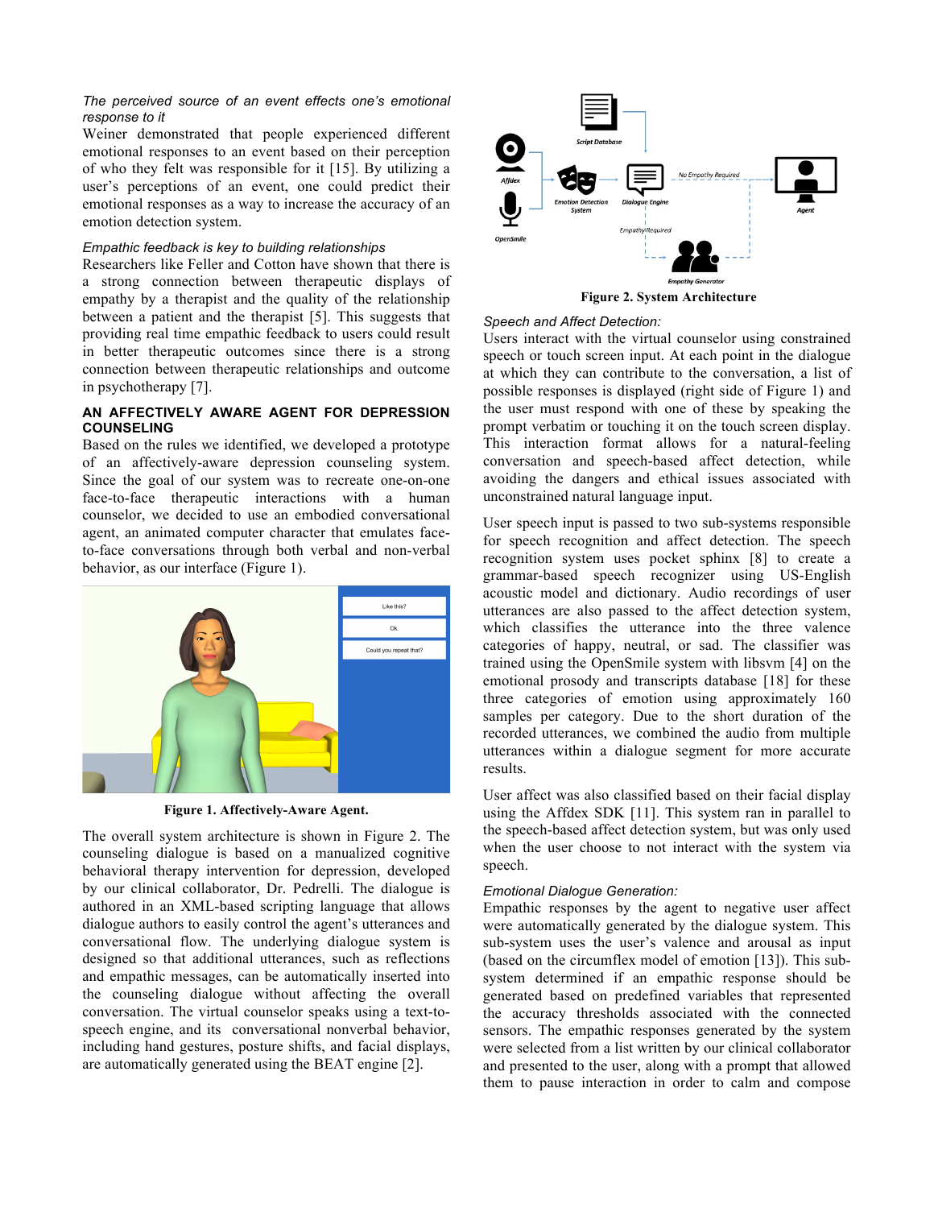*The perceived source of an event effects one's emotional response to it*

Weiner demonstrated that people experienced different emotional responses to an event based on their perception of who they felt was responsible for it [15]. By utilizing a user's perceptions of an event, one could predict their emotional responses as a way to increase the accuracy of an emotion detection system.

*Empathic feedback is key to building relationships*

Researchers like Feller and Cotton have shown that there is a strong connection between therapeutic displays of empathy by a therapist and the quality of the relationship between a patient and the therapist [5]. This suggests that providing real time empathic feedback to users could result in better therapeutic outcomes since there is a strong connection between therapeutic relationships and outcome in psychotherapy [7].

## AN AFFECTIVELY AWARE AGENT FOR DEPRESSION COUNSELING

Based on the rules we identified, we developed a prototype of an affectively-aware depression counseling system. Since the goal of our system was to recreate one-on-one face-to-face therapeutic interactions with a human counselor, we decided to use an embodied conversational agent, an animated computer character that emulates face-to-face conversations through both verbal and non-verbal behavior, as our interface (Figure 1).

**Figure 1. Affectively-Aware Agent.**

The overall system architecture is shown in Figure 2. The counseling dialogue is based on a manualized cognitive behavioral therapy intervention for depression, developed by our clinical collaborator, Dr. Pedrelli. The dialogue is authored in an XML-based scripting language that allows dialogue authors to easily control the agent's utterances and conversational flow. The underlying dialogue system is designed so that additional utterances, such as reflections and empathic messages, can be automatically inserted into the counseling dialogue without affecting the overall conversation. The virtual counselor speaks using a text-to-speech engine, and its conversational nonverbal behavior, including hand gestures, posture shifts, and facial displays, are automatically generated using the BEAT engine [2].

**Figure 2. System Architecture**

*Speech and Affect Detection:*

Users interact with the virtual counselor using constrained speech or touch screen input. At each point in the dialogue at which they can contribute to the conversation, a list of possible responses is displayed (right side of Figure 1) and the user must respond with one of these by speaking the prompt verbatim or touching it on the touch screen display. This interaction format allows for a natural-feeling conversation and speech-based affect detection, while avoiding the dangers and ethical issues associated with unconstrained natural language input.

User speech input is passed to two sub-systems responsible for speech recognition and affect detection. The speech recognition system uses pocket sphinx [8] to create a grammar-based speech recognizer using US-English acoustic model and dictionary. Audio recordings of user utterances are also passed to the affect detection system, which classifies the utterance into the three valence categories of happy, neutral, or sad. The classifier was trained using the OpenSmile system with libsvm [4] on the emotional prosody and transcripts database [18] for these three categories of emotion using approximately 160 samples per category. Due to the short duration of the recorded utterances, we combined the audio from multiple utterances within a dialogue segment for more accurate results.

User affect was also classified based on their facial display using the Affdex SDK [11]. This system ran in parallel to the speech-based affect detection system, but was only used when the user choose to not interact with the system via speech.

*Emotional Dialogue Generation:*

Empathic responses by the agent to negative user affect were automatically generated by the dialogue system. This sub-system uses the user's valence and arousal as input (based on the circumflex model of emotion [13]). This sub-system determined if an empathic response should be generated based on predefined variables that represented the accuracy thresholds associated with the connected sensors. The empathic responses generated by the system were selected from a list written by our clinical collaborator and presented to the user, along with a prompt that allowed them to pause interaction in order to calm and compose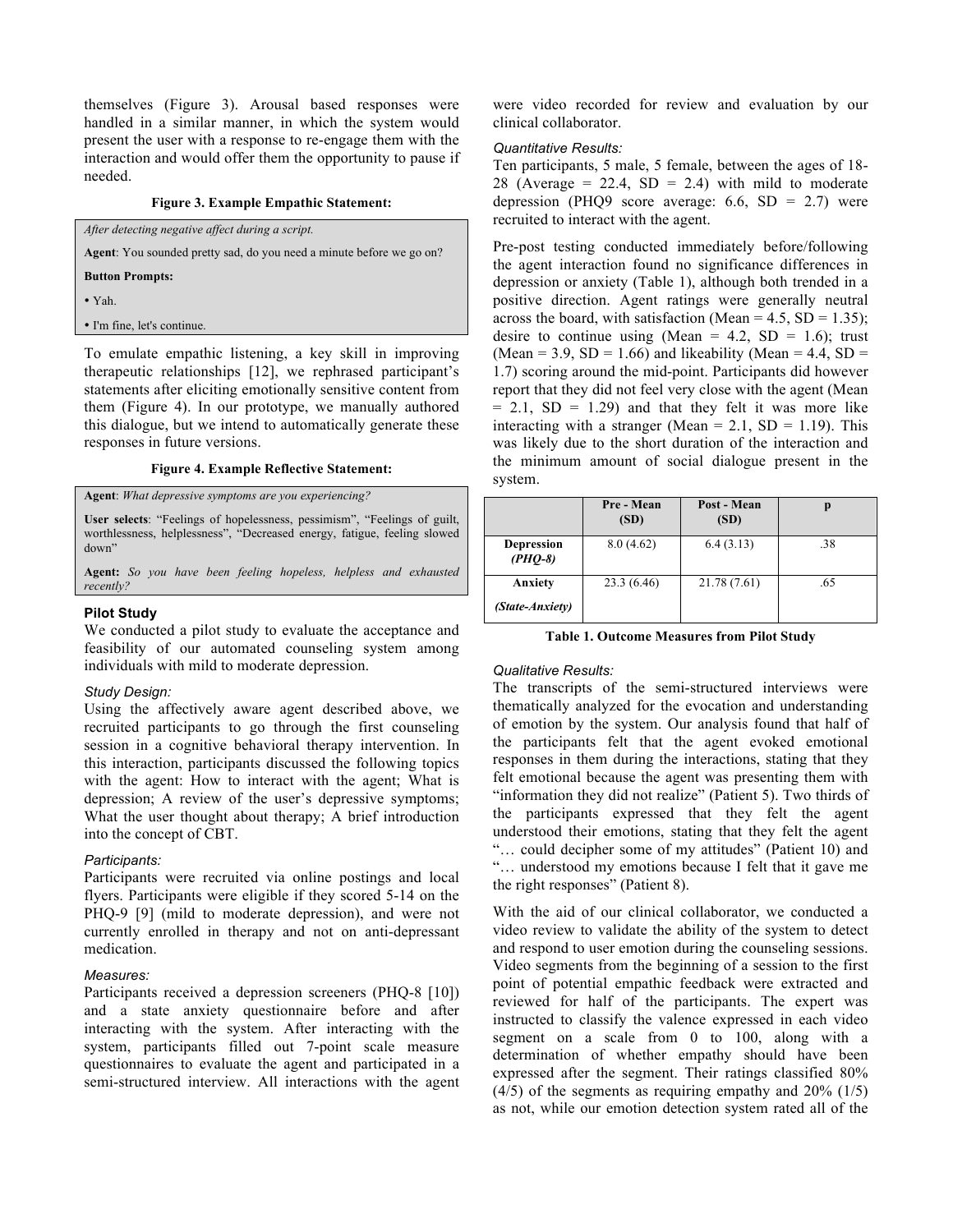themselves (Figure 3). Arousal based responses were handled in a similar manner, in which the system would present the user with a response to re-engage them with the interaction and would offer them the opportunity to pause if needed.

**Figure 3. Example Empathic Statement:**

*After detecting negative affect during a script.*

**Agent**: You sounded pretty sad, do you need a minute before we go on?

**Button Prompts:**

- Yah.
- I'm fine, let's continue.

To emulate empathic listening, a key skill in improving therapeutic relationships [12], we rephrased participant's statements after eliciting emotionally sensitive content from them (Figure 4). In our prototype, we manually authored this dialogue, but we intend to automatically generate these responses in future versions.

**Figure 4. Example Reflective Statement:**

**Agent**: *What depressive symptoms are you experiencing?*

**User selects**: "Feelings of hopelessness, pessimism", "Feelings of guilt, worthlessness, helplessness", "Decreased energy, fatigue, feeling slowed down"

**Agent:** *So you have been feeling hopeless, helpless and exhausted recently?*

## Pilot Study

We conducted a pilot study to evaluate the acceptance and feasibility of our automated counseling system among individuals with mild to moderate depression.

### *Study Design:*

Using the affectively aware agent described above, we recruited participants to go through the first counseling session in a cognitive behavioral therapy intervention. In this interaction, participants discussed the following topics with the agent: How to interact with the agent; What is depression; A review of the user's depressive symptoms; What the user thought about therapy; A brief introduction into the concept of CBT.

### *Participants:*

Participants were recruited via online postings and local flyers. Participants were eligible if they scored 5-14 on the PHQ-9 [9] (mild to moderate depression), and were not currently enrolled in therapy and not on anti-depressant medication.

### *Measures:*

Participants received a depression screeners (PHQ-8 [10]) and a state anxiety questionnaire before and after interacting with the system. After interacting with the system, participants filled out 7-point scale measure questionnaires to evaluate the agent and participated in a semi-structured interview. All interactions with the agent were video recorded for review and evaluation by our clinical collaborator.

### *Quantitative Results:*

Ten participants, 5 male, 5 female, between the ages of 18-28 (Average = 22.4, SD = 2.4) with mild to moderate depression (PHQ9 score average: 6.6, SD = 2.7) were recruited to interact with the agent.

Pre-post testing conducted immediately before/following the agent interaction found no significance differences in depression or anxiety (Table 1), although both trended in a positive direction. Agent ratings were generally neutral across the board, with satisfaction (Mean = 4.5, SD = 1.35); desire to continue using (Mean = 4.2, SD = 1.6); trust (Mean = 3.9, SD = 1.66) and likeability (Mean = 4.4, SD = 1.7) scoring around the mid-point. Participants did however report that they did not feel very close with the agent (Mean = 2.1, SD = 1.29) and that they felt it was more like interacting with a stranger (Mean = 2.1, SD = 1.19). This was likely due to the short duration of the interaction and the minimum amount of social dialogue present in the system.

| | Pre - Mean (SD) | Post - Mean (SD) | p |
|---|---|---|---|
| **Depression** ***(PHQ-8)*** | 8.0 (4.62) | 6.4 (3.13) | .38 |
| **Anxiety** ***(State-Anxiety)*** | 23.3 (6.46) | 21.78 (7.61) | .65 |

**Table 1. Outcome Measures from Pilot Study**

### *Qualitative Results:*

The transcripts of the semi-structured interviews were thematically analyzed for the evocation and understanding of emotion by the system. Our analysis found that half of the participants felt that the agent evoked emotional responses in them during the interactions, stating that they felt emotional because the agent was presenting them with "information they did not realize" (Patient 5). Two thirds of the participants expressed that they felt the agent understood their emotions, stating that they felt the agent "… could decipher some of my attitudes" (Patient 10) and "… understood my emotions because I felt that it gave me the right responses" (Patient 8).

With the aid of our clinical collaborator, we conducted a video review to validate the ability of the system to detect and respond to user emotion during the counseling sessions. Video segments from the beginning of a session to the first point of potential empathic feedback were extracted and reviewed for half of the participants. The expert was instructed to classify the valence expressed in each video segment on a scale from 0 to 100, along with a determination of whether empathy should have been expressed after the segment. Their ratings classified 80% (4/5) of the segments as requiring empathy and 20% (1/5) as not, while our emotion detection system rated all of the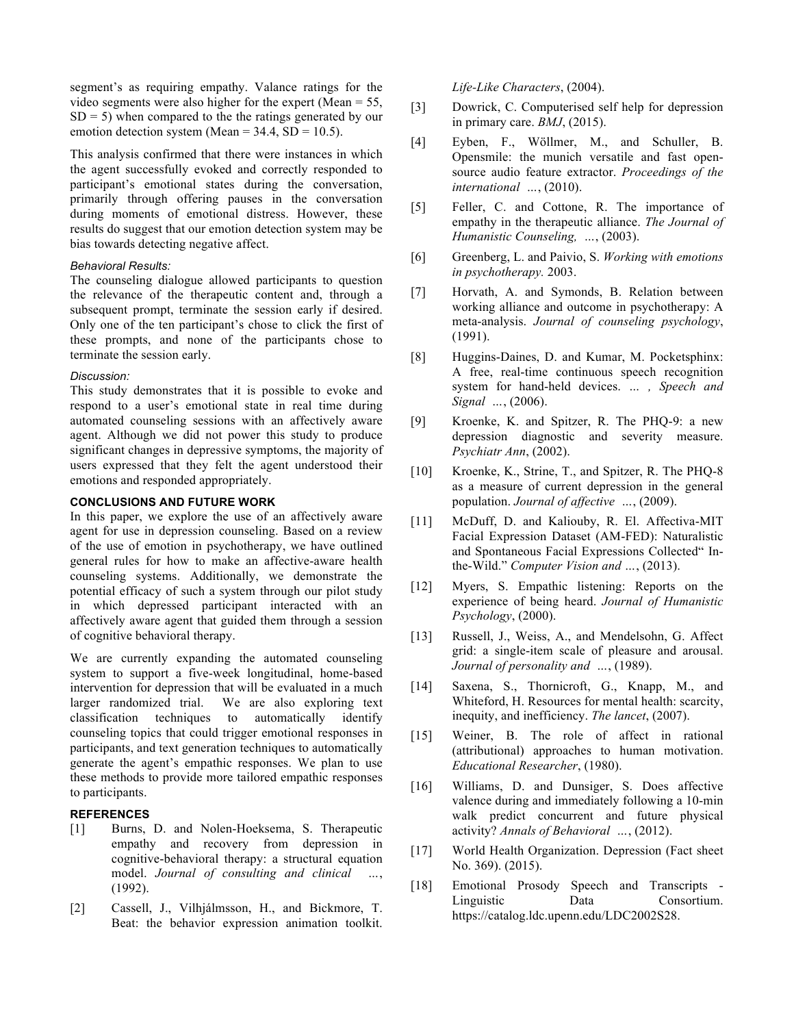segment's as requiring empathy. Valance ratings for the video segments were also higher for the expert (Mean = 55, SD = 5) when compared to the the ratings generated by our emotion detection system (Mean = 34.4, SD = 10.5).

This analysis confirmed that there were instances in which the agent successfully evoked and correctly responded to participant's emotional states during the conversation, primarily through offering pauses in the conversation during moments of emotional distress. However, these results do suggest that our emotion detection system may be bias towards detecting negative affect.

*Behavioral Results:*

The counseling dialogue allowed participants to question the relevance of the therapeutic content and, through a subsequent prompt, terminate the session early if desired. Only one of the ten participant's chose to click the first of these prompts, and none of the participants chose to terminate the session early.

*Discussion:*

This study demonstrates that it is possible to evoke and respond to a user's emotional state in real time during automated counseling sessions with an affectively aware agent. Although we did not power this study to produce significant changes in depressive symptoms, the majority of users expressed that they felt the agent understood their emotions and responded appropriately.

## CONCLUSIONS AND FUTURE WORK

In this paper, we explore the use of an affectively aware agent for use in depression counseling. Based on a review of the use of emotion in psychotherapy, we have outlined general rules for how to make an affective-aware health counseling systems. Additionally, we demonstrate the potential efficacy of such a system through our pilot study in which depressed participant interacted with an affectively aware agent that guided them through a session of cognitive behavioral therapy.

We are currently expanding the automated counseling system to support a five-week longitudinal, home-based intervention for depression that will be evaluated in a much larger randomized trial. We are also exploring text classification techniques to automatically identify counseling topics that could trigger emotional responses in participants, and text generation techniques to automatically generate the agent's empathic responses. We plan to use these methods to provide more tailored empathic responses to participants.

## REFERENCES

[1] Burns, D. and Nolen-Hoeksema, S. Therapeutic empathy and recovery from depression in cognitive-behavioral therapy: a structural equation model. *Journal of consulting and clinical …*, (1992).

[2] Cassell, J., Vilhjálmsson, H., and Bickmore, T. Beat: the behavior expression animation toolkit. *Life-Like Characters*, (2004).

[3] Dowrick, C. Computerised self help for depression in primary care. *BMJ*, (2015).

[4] Eyben, F., Wöllmer, M., and Schuller, B. Opensmile: the munich versatile and fast open-source audio feature extractor. *Proceedings of the international …*, (2010).

[5] Feller, C. and Cottone, R. The importance of empathy in the therapeutic alliance. *The Journal of Humanistic Counseling, …*, (2003).

[6] Greenberg, L. and Paivio, S. *Working with emotions in psychotherapy.* 2003.

[7] Horvath, A. and Symonds, B. Relation between working alliance and outcome in psychotherapy: A meta-analysis. *Journal of counseling psychology*, (1991).

[8] Huggins-Daines, D. and Kumar, M. Pocketsphinx: A free, real-time continuous speech recognition system for hand-held devices. *… , Speech and Signal …*, (2006).

[9] Kroenke, K. and Spitzer, R. The PHQ-9: a new depression diagnostic and severity measure. *Psychiatr Ann*, (2002).

[10] Kroenke, K., Strine, T., and Spitzer, R. The PHQ-8 as a measure of current depression in the general population. *Journal of affective …*, (2009).

[11] McDuff, D. and Kaliouby, R. El. Affectiva-MIT Facial Expression Dataset (AM-FED): Naturalistic and Spontaneous Facial Expressions Collected" In-the-Wild." *Computer Vision and …*, (2013).

[12] Myers, S. Empathic listening: Reports on the experience of being heard. *Journal of Humanistic Psychology*, (2000).

[13] Russell, J., Weiss, A., and Mendelsohn, G. Affect grid: a single-item scale of pleasure and arousal. *Journal of personality and …*, (1989).

[14] Saxena, S., Thornicroft, G., Knapp, M., and Whiteford, H. Resources for mental health: scarcity, inequity, and inefficiency. *The lancet*, (2007).

[15] Weiner, B. The role of affect in rational (attributional) approaches to human motivation. *Educational Researcher*, (1980).

[16] Williams, D. and Dunsiger, S. Does affective valence during and immediately following a 10-min walk predict concurrent and future physical activity? *Annals of Behavioral …*, (2012).

[17] World Health Organization. Depression (Fact sheet No. 369). (2015).

[18] Emotional Prosody Speech and Transcripts - Linguistic Data Consortium. https://catalog.ldc.upenn.edu/LDC2002S28.